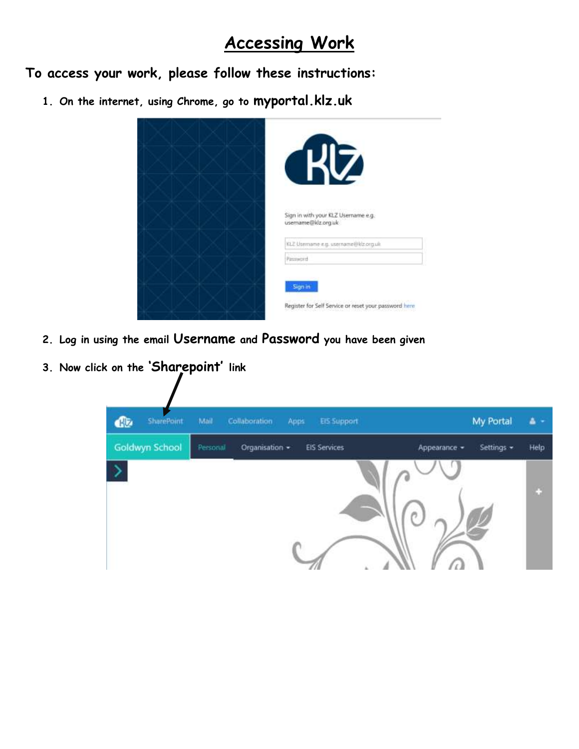# Accessing Work

**To access your work, please follow these instructions:**

1. On the internet, using Chrome, go to **myportal.klz.uk**

2. Log in using the email **Username** and **Password** you have been given

3. Now click on the **'Sharepoint'** link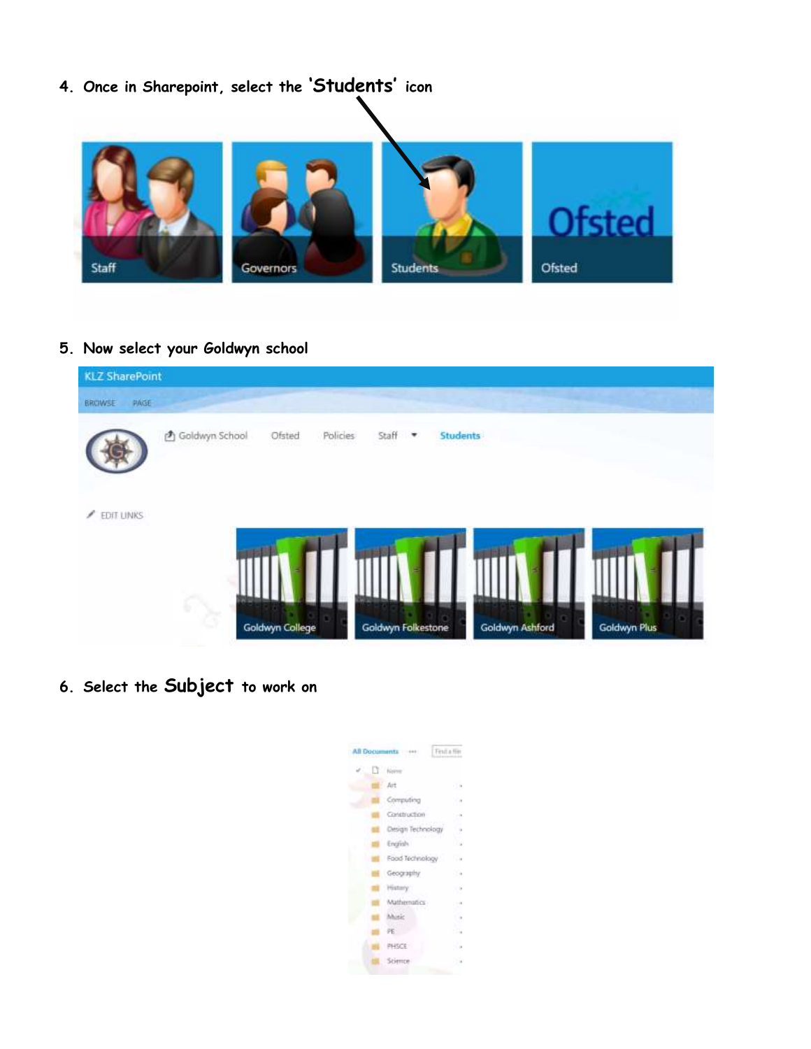4. Once in Sharepoint, select the **'Students'** icon

5. Now select your Goldwyn school

6. Select the **Subject** to work on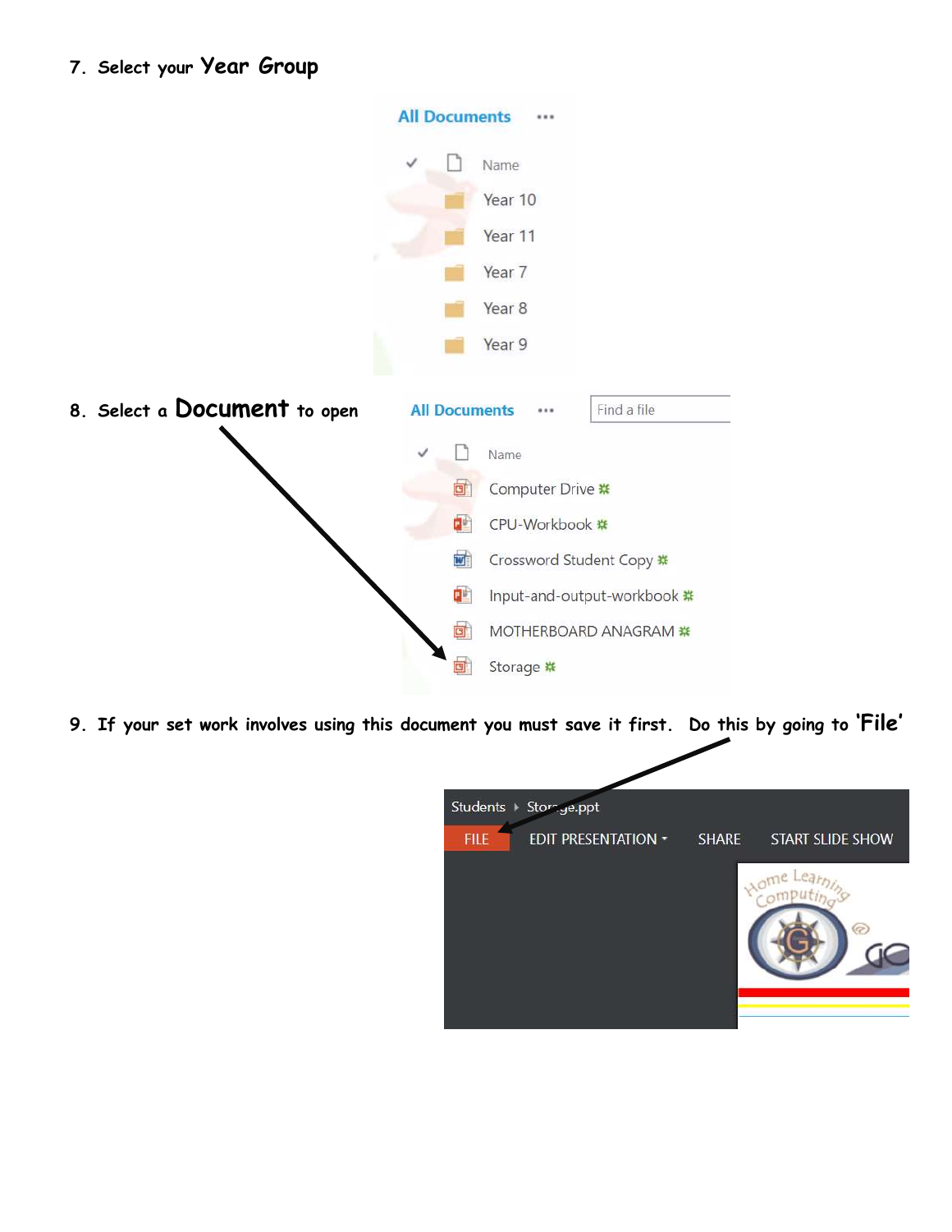7. Select your **Year Group**

All Documents ···

| ✓ | Name |
|---|---|
| | Year 10 |
| | Year 11 |
| | Year 7 |
| | Year 8 |
| | Year 9 |

8. Select a **Document** to open

All Documents ··· Find a file

| ✓ | Name |
|---|---|
| | Computer Drive |
| | CPU-Workbook |
| | Crossword Student Copy |
| | Input-and-output-workbook |
| | MOTHERBOARD ANAGRAM |
| | Storage |

9. If your set work involves using this document you must save it first. Do this by going to **'File'**

Students ▸ Storage.ppt

FILE | EDIT PRESENTATION ▾ | SHARE | START SLIDE SHOW

Home Learning Computing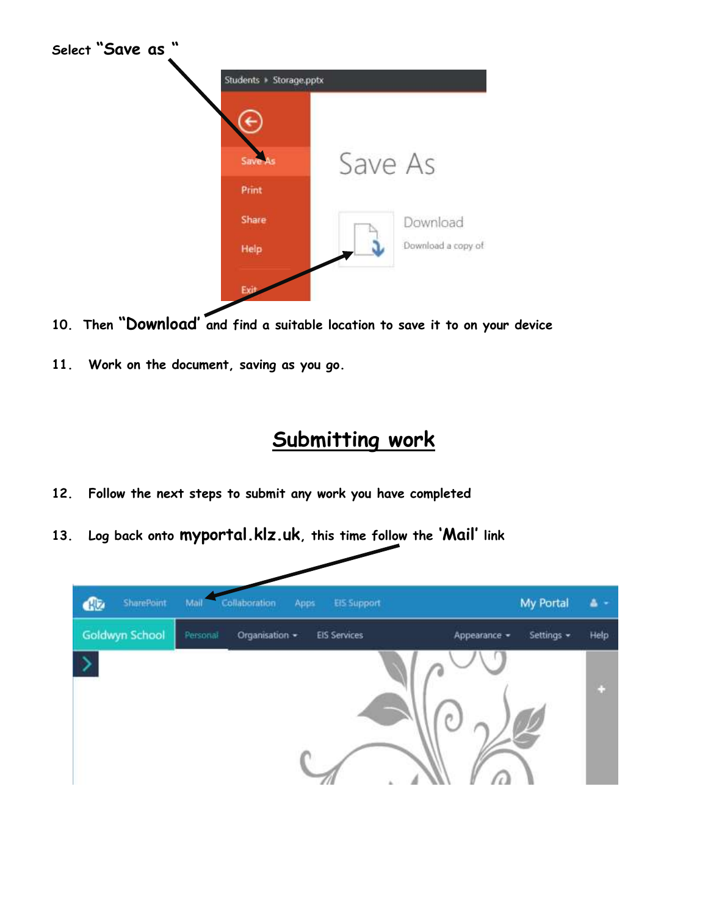Select "Save as "

10. Then "Download' and find a suitable location to save it to on your device

11. Work on the document, saving as you go.

## Submitting work

12. Follow the next steps to submit any work you have completed

13. Log back onto **myportal.klz.uk**, this time follow the '**Mail**' link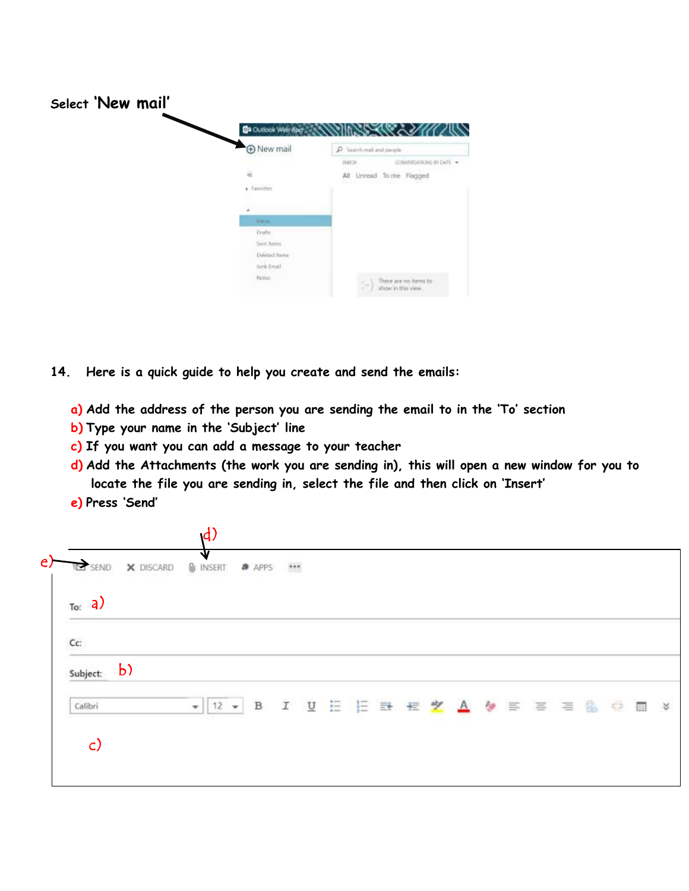Select **'New mail'**

14. Here is a quick guide to help you create and send the emails:

a) Add the address of the person you are sending the email to in the 'To' section
b) Type your name in the 'Subject' line
c) If you want you can add a message to your teacher
d) Add the Attachments (the work you are sending in), this will open a new window for you to locate the file you are sending in, select the file and then click on 'Insert'
e) Press 'Send'